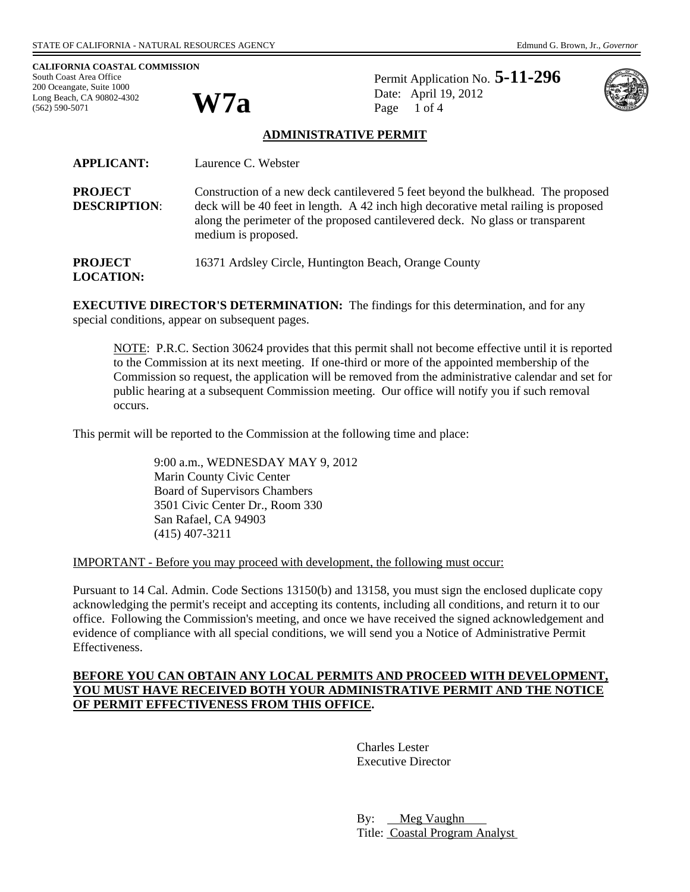STATE OF CALIFORNIA - NATURAL RESOURCES AGENCY

Edmund G. Brown, Jr., *Governor*

**CALIFORNIA COASTAL COMMISSION**
South Coast Area Office
200 Oceangate, Suite 1000
Long Beach, CA 90802-4302
(562) 590-5071

# W7a

Permit Application No. **5-11-296**
Date: April 19, 2012
Page 1 of 4

## ADMINISTRATIVE PERMIT

**APPLICANT:** Laurence C. Webster

**PROJECT DESCRIPTION:** Construction of a new deck cantilevered 5 feet beyond the bulkhead. The proposed deck will be 40 feet in length. A 42 inch high decorative metal railing is proposed along the perimeter of the proposed cantilevered deck. No glass or transparent medium is proposed.

**PROJECT LOCATION:** 16371 Ardsley Circle, Huntington Beach, Orange County

**EXECUTIVE DIRECTOR'S DETERMINATION:** The findings for this determination, and for any special conditions, appear on subsequent pages.

> NOTE: P.R.C. Section 30624 provides that this permit shall not become effective until it is reported to the Commission at its next meeting. If one-third or more of the appointed membership of the Commission so request, the application will be removed from the administrative calendar and set for public hearing at a subsequent Commission meeting. Our office will notify you if such removal occurs.

This permit will be reported to the Commission at the following time and place:

9:00 a.m., WEDNESDAY MAY 9, 2012
Marin County Civic Center
Board of Supervisors Chambers
3501 Civic Center Dr., Room 330
San Rafael, CA 94903
(415) 407-3211

IMPORTANT - Before you may proceed with development, the following must occur:

Pursuant to 14 Cal. Admin. Code Sections 13150(b) and 13158, you must sign the enclosed duplicate copy acknowledging the permit's receipt and accepting its contents, including all conditions, and return it to our office. Following the Commission's meeting, and once we have received the signed acknowledgement and evidence of compliance with all special conditions, we will send you a Notice of Administrative Permit Effectiveness.

**BEFORE YOU CAN OBTAIN ANY LOCAL PERMITS AND PROCEED WITH DEVELOPMENT, YOU MUST HAVE RECEIVED BOTH YOUR ADMINISTRATIVE PERMIT AND THE NOTICE OF PERMIT EFFECTIVENESS FROM THIS OFFICE.**

Charles Lester
Executive Director

By: Meg Vaughn
Title: Coastal Program Analyst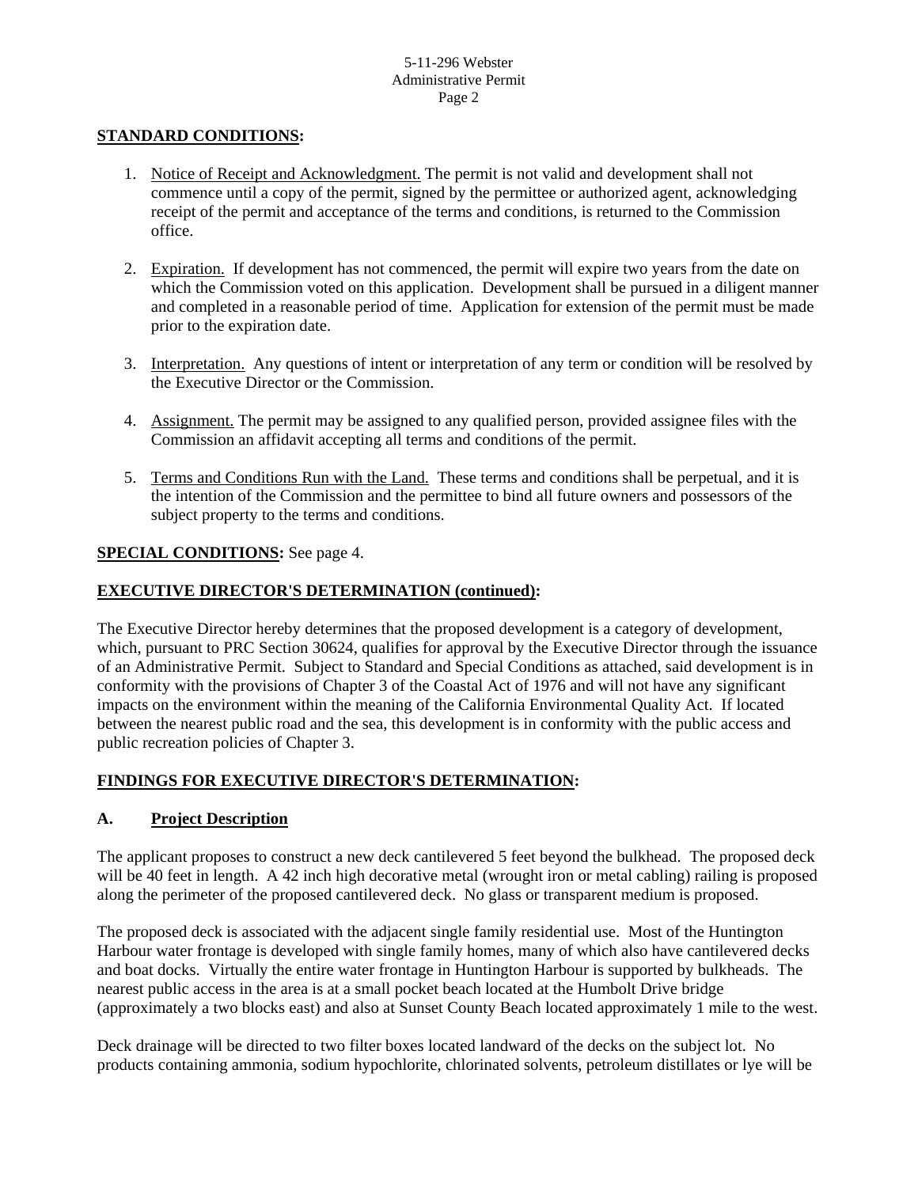**STANDARD CONDITIONS:**

1. Notice of Receipt and Acknowledgment. The permit is not valid and development shall not commence until a copy of the permit, signed by the permittee or authorized agent, acknowledging receipt of the permit and acceptance of the terms and conditions, is returned to the Commission office.

2. Expiration. If development has not commenced, the permit will expire two years from the date on which the Commission voted on this application. Development shall be pursued in a diligent manner and completed in a reasonable period of time. Application for extension of the permit must be made prior to the expiration date.

3. Interpretation. Any questions of intent or interpretation of any term or condition will be resolved by the Executive Director or the Commission.

4. Assignment. The permit may be assigned to any qualified person, provided assignee files with the Commission an affidavit accepting all terms and conditions of the permit.

5. Terms and Conditions Run with the Land. These terms and conditions shall be perpetual, and it is the intention of the Commission and the permittee to bind all future owners and possessors of the subject property to the terms and conditions.

**SPECIAL CONDITIONS:** See page 4.

**EXECUTIVE DIRECTOR'S DETERMINATION (continued):**

The Executive Director hereby determines that the proposed development is a category of development, which, pursuant to PRC Section 30624, qualifies for approval by the Executive Director through the issuance of an Administrative Permit. Subject to Standard and Special Conditions as attached, said development is in conformity with the provisions of Chapter 3 of the Coastal Act of 1976 and will not have any significant impacts on the environment within the meaning of the California Environmental Quality Act. If located between the nearest public road and the sea, this development is in conformity with the public access and public recreation policies of Chapter 3.

**FINDINGS FOR EXECUTIVE DIRECTOR'S DETERMINATION:**

### A. Project Description

The applicant proposes to construct a new deck cantilevered 5 feet beyond the bulkhead. The proposed deck will be 40 feet in length. A 42 inch high decorative metal (wrought iron or metal cabling) railing is proposed along the perimeter of the proposed cantilevered deck. No glass or transparent medium is proposed.

The proposed deck is associated with the adjacent single family residential use. Most of the Huntington Harbour water frontage is developed with single family homes, many of which also have cantilevered decks and boat docks. Virtually the entire water frontage in Huntington Harbour is supported by bulkheads. The nearest public access in the area is at a small pocket beach located at the Humbolt Drive bridge (approximately a two blocks east) and also at Sunset County Beach located approximately 1 mile to the west.

Deck drainage will be directed to two filter boxes located landward of the decks on the subject lot. No products containing ammonia, sodium hypochlorite, chlorinated solvents, petroleum distillates or lye will be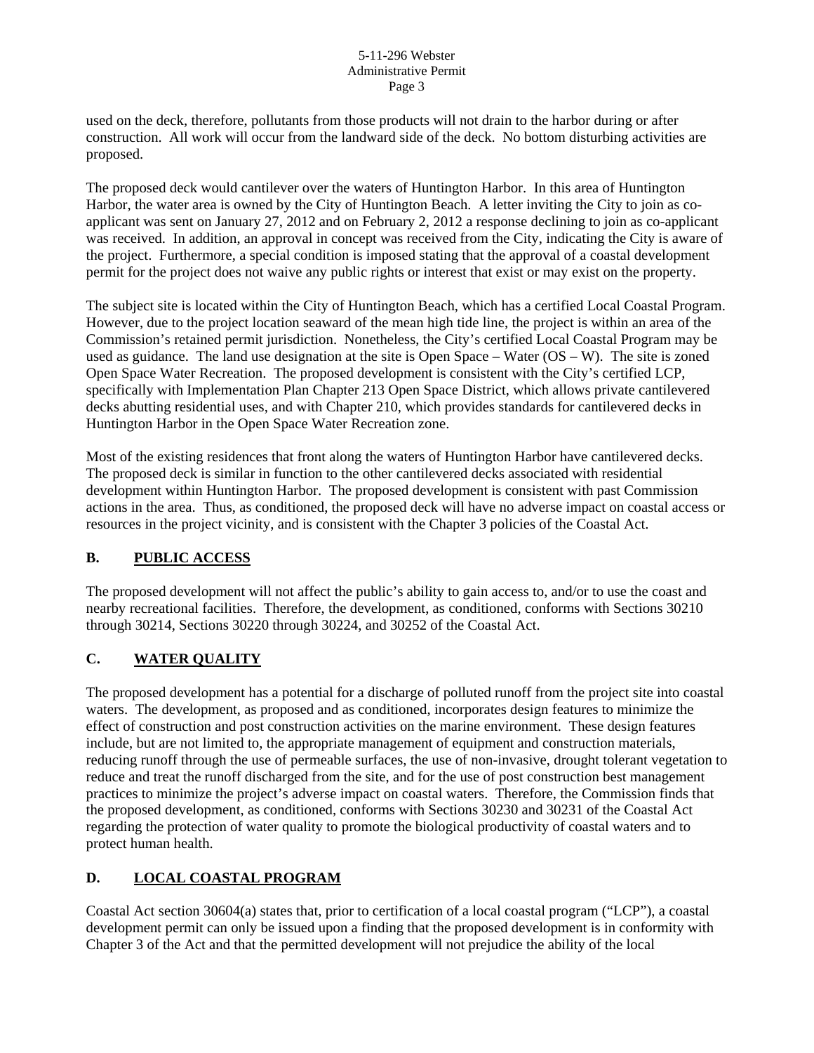used on the deck, therefore, pollutants from those products will not drain to the harbor during or after construction. All work will occur from the landward side of the deck. No bottom disturbing activities are proposed.

The proposed deck would cantilever over the waters of Huntington Harbor. In this area of Huntington Harbor, the water area is owned by the City of Huntington Beach. A letter inviting the City to join as co-applicant was sent on January 27, 2012 and on February 2, 2012 a response declining to join as co-applicant was received. In addition, an approval in concept was received from the City, indicating the City is aware of the project. Furthermore, a special condition is imposed stating that the approval of a coastal development permit for the project does not waive any public rights or interest that exist or may exist on the property.

The subject site is located within the City of Huntington Beach, which has a certified Local Coastal Program. However, due to the project location seaward of the mean high tide line, the project is within an area of the Commission's retained permit jurisdiction. Nonetheless, the City's certified Local Coastal Program may be used as guidance. The land use designation at the site is Open Space – Water (OS – W). The site is zoned Open Space Water Recreation. The proposed development is consistent with the City's certified LCP, specifically with Implementation Plan Chapter 213 Open Space District, which allows private cantilevered decks abutting residential uses, and with Chapter 210, which provides standards for cantilevered decks in Huntington Harbor in the Open Space Water Recreation zone.

Most of the existing residences that front along the waters of Huntington Harbor have cantilevered decks. The proposed deck is similar in function to the other cantilevered decks associated with residential development within Huntington Harbor. The proposed development is consistent with past Commission actions in the area. Thus, as conditioned, the proposed deck will have no adverse impact on coastal access or resources in the project vicinity, and is consistent with the Chapter 3 policies of the Coastal Act.

## B. PUBLIC ACCESS

The proposed development will not affect the public's ability to gain access to, and/or to use the coast and nearby recreational facilities. Therefore, the development, as conditioned, conforms with Sections 30210 through 30214, Sections 30220 through 30224, and 30252 of the Coastal Act.

## C. WATER QUALITY

The proposed development has a potential for a discharge of polluted runoff from the project site into coastal waters. The development, as proposed and as conditioned, incorporates design features to minimize the effect of construction and post construction activities on the marine environment. These design features include, but are not limited to, the appropriate management of equipment and construction materials, reducing runoff through the use of permeable surfaces, the use of non-invasive, drought tolerant vegetation to reduce and treat the runoff discharged from the site, and for the use of post construction best management practices to minimize the project's adverse impact on coastal waters. Therefore, the Commission finds that the proposed development, as conditioned, conforms with Sections 30230 and 30231 of the Coastal Act regarding the protection of water quality to promote the biological productivity of coastal waters and to protect human health.

## D. LOCAL COASTAL PROGRAM

Coastal Act section 30604(a) states that, prior to certification of a local coastal program ("LCP"), a coastal development permit can only be issued upon a finding that the proposed development is in conformity with Chapter 3 of the Act and that the permitted development will not prejudice the ability of the local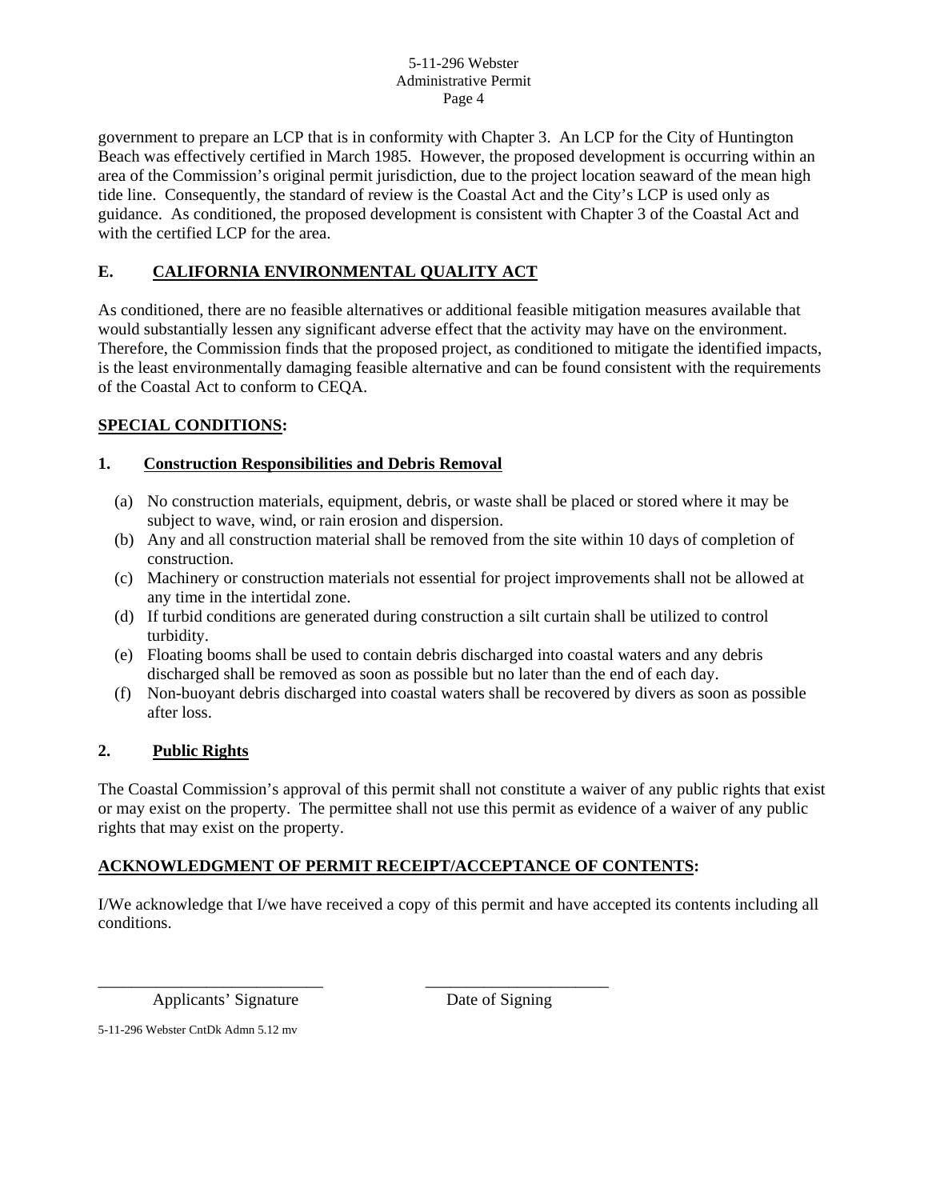government to prepare an LCP that is in conformity with Chapter 3. An LCP for the City of Huntington Beach was effectively certified in March 1985. However, the proposed development is occurring within an area of the Commission's original permit jurisdiction, due to the project location seaward of the mean high tide line. Consequently, the standard of review is the Coastal Act and the City's LCP is used only as guidance. As conditioned, the proposed development is consistent with Chapter 3 of the Coastal Act and with the certified LCP for the area.

## E. CALIFORNIA ENVIRONMENTAL QUALITY ACT

As conditioned, there are no feasible alternatives or additional feasible mitigation measures available that would substantially lessen any significant adverse effect that the activity may have on the environment. Therefore, the Commission finds that the proposed project, as conditioned to mitigate the identified impacts, is the least environmentally damaging feasible alternative and can be found consistent with the requirements of the Coastal Act to conform to CEQA.

## SPECIAL CONDITIONS:

### 1. Construction Responsibilities and Debris Removal

(a) No construction materials, equipment, debris, or waste shall be placed or stored where it may be subject to wave, wind, or rain erosion and dispersion.
(b) Any and all construction material shall be removed from the site within 10 days of completion of construction.
(c) Machinery or construction materials not essential for project improvements shall not be allowed at any time in the intertidal zone.
(d) If turbid conditions are generated during construction a silt curtain shall be utilized to control turbidity.
(e) Floating booms shall be used to contain debris discharged into coastal waters and any debris discharged shall be removed as soon as possible but no later than the end of each day.
(f) Non-buoyant debris discharged into coastal waters shall be recovered by divers as soon as possible after loss.

### 2. Public Rights

The Coastal Commission's approval of this permit shall not constitute a waiver of any public rights that exist or may exist on the property. The permittee shall not use this permit as evidence of a waiver of any public rights that may exist on the property.

## ACKNOWLEDGMENT OF PERMIT RECEIPT/ACCEPTANCE OF CONTENTS:

I/We acknowledge that I/we have received a copy of this permit and have accepted its contents including all conditions.

\_\_\_\_\_\_\_\_\_\_\_\_\_\_\_\_\_\_\_\_\_\_\_\_\_\_\_\_ \_\_\_\_\_\_\_\_\_\_\_\_\_\_\_\_\_\_\_\_\_\_\_\_

Applicants' Signature Date of Signing

5-11-296 Webster CntDk Admn 5.12 mv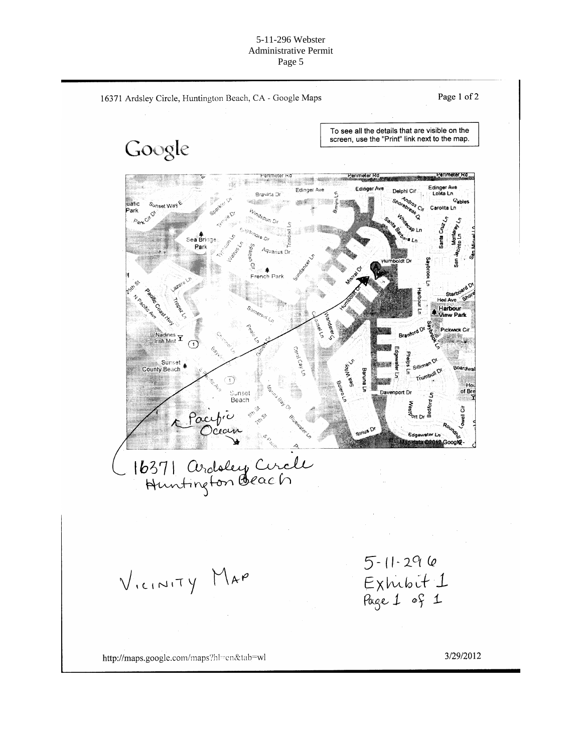16371 Ardsley Circle, Huntington Beach, CA - Google Maps

To see all the details that are visible on the screen, use the "Print" link next to the map.

Google

Pacific Ocean

16371 Ardsley Circle
Huntington Beach

Vicinity Map

5-11-296
Exhibit 1
Page 1 of 1

http://maps.google.com/maps?hl=en&tab=wl

3/29/2012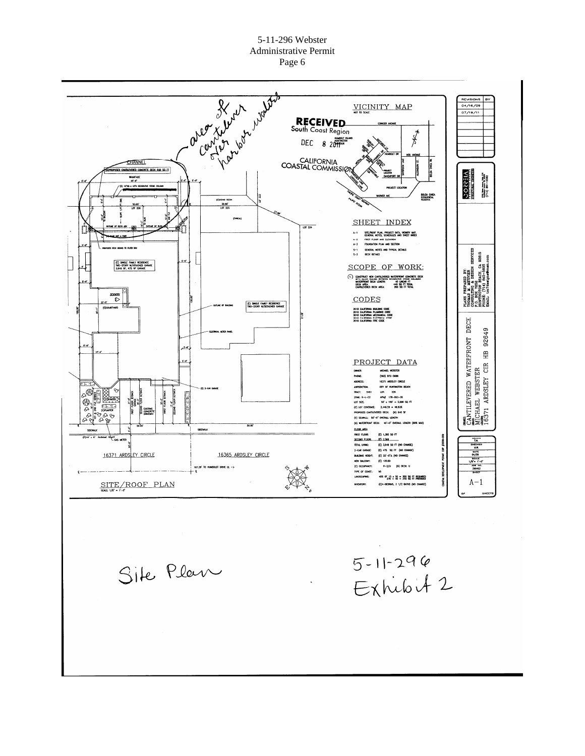area of cantilever over harbor waters

RECEIVED
South Coast Region

DEC 8 2011

CALIFORNIA
COASTAL COMMISSION

## VICINITY MAP

NOT TO SCALE

## SHEET INDEX

A-1 SITE/ROOF PLAN, PROJECT DATA, VICINITY MAP, GENERAL NOTES, SCHEDULES AND SHEET INDEX
A-2 FIRST FLOOR AND ELEVATION
A-3 FOUNDATION PLAN AND SECTION
S-1 GENERAL NOTES AND TYPICAL DETAILS
S-2 DECK DETAILS

## SCOPE OF WORK:

(1) CONSTRUCT NEW CANTILEVERED WATERFRONT CONCRETE DECK WITH GLASS RAILING BETWEEN DECORATIVE STONE COLUMNS
WATERFRONT DECK LENGTH: 40 LINEAR FT
DECK AREA: 440 SQ FT TOTAL
CANTILEVERED DECK AREA: 200 SQ FT TOTAL

## CODES

2010 CALIFORNIA BUILDING CODE
2010 CALIFORNIA PLUMBING CODE
2010 CALIFORNIA MECHANICAL CODE
2010 CALIFORNIA ELECTRICAL CODE
2010 CALIFORNIA FIRE CODE

## PROJECT DATA

OWNER: MICHAEL WEBSTER
PHONE: (562) 972-5686
ADDRESS: 16371 ARDSLEY CIRCLE
JURISDICTION: CITY OF HUNTINGTON BEACH
TRACT: 5481 LOT: 226
ZONE: R-L-CZ APN# 178-062-26
LOT SIZE: 50' x 100' = 5,000 SQ FT
(E) LOT COVERAGE: 2,446.55 = 48.93%
PROPOSED CANTILEVERED DECK: (N) 640 SF
(E) SEAWALL: 50'-0" OVERALL LENGTH
(N) WATERFRONT DECK: 40'-0" OVERALL LENGTH (80% MAX)

FLOOR AREA
FIRST FLOOR: (E) 1,380 SQ FT
SECOND FLOOR: (E) 2,568
TOTAL LIVING: (E) 3,948 SQ FT (NO CHANGE)
2-CAR GARAGE: (E) 475 SQ FT (NO CHANGE)
BUILDING HEIGHT: (E) 25'-0"± (NO CHANGE)
NEW BALCONY: (E) 120.00
(E) OCCUPANCY: R-3/U (N) DECK: U
TYPE OF CONST.: VB
LANDSCAPING: 40% OF 15 x 50 = 300 SQ FT REQUIRED; 270 + 40 = 310 SQ FT PROVIDED
INVENTORY: (E)4-BEDRMS, 2 1/2 BATHS (NO CHANGE)

COASTAL DEVELOPMENT PERMIT CDP 2009-009

CHANNEL
(N) PROPOSED CANTILEVERED CONCRETE DECK 640 SQ FT
(E) SINGLE FAMILY RESIDENCE TWO-STORY W/ATTACHED GARAGE 3,948 SF, 475 SF GARAGE
(E) SINGLE FAMILY RESIDENCE TWO-STORY W/DETACHED GARAGE
(E) COURTYARD
(E) 2-CAR GARAGE
EXISTING CONCRETE DRIVEWAY
LOT 226 LOT 225 LOT 224
SIDEWALK
GAS METER
ELECTRICAL METER PANEL
16371 ARDSLEY CIRCLE
16365 ARDSLEY CIRCLE
167.29' TO HUMBOLDT DRIVE CL

## SITE/ROOF PLAN

SCALE: 1/8" = 1'-0"

REVISIONS: 04/16/09, 07/19/11

PLANS PREPARED BY:
THOMAS M. MCIVER
CONSULTING & DESIGN SERVICES
P.O. BOX 7252
HUNTINGTON BEACH, CA 92615
PHONE: (714) 840-5895

PROJECT: CANTILEVERED WATERFRONT DECK
MICHAEL WEBSTER
16371 ARDSLEY CIR HB 92649

SHEET A-1

Site Plan

5-11-296
Exhibit 2